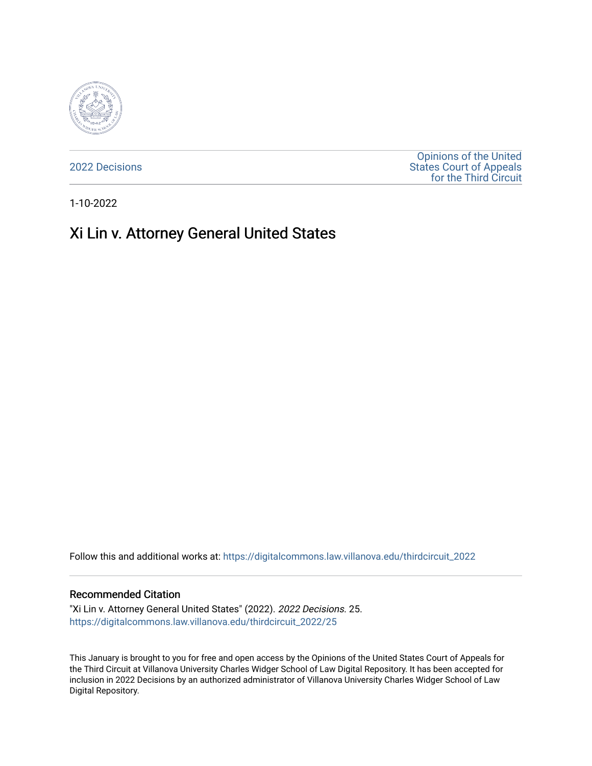2022 Decisions

Opinions of the United States Court of Appeals for the Third Circuit

1-10-2022

# Xi Lin v. Attorney General United States

Follow this and additional works at: https://digitalcommons.law.villanova.edu/thirdcircuit_2022

## Recommended Citation

"Xi Lin v. Attorney General United States" (2022). *2022 Decisions*. 25.
https://digitalcommons.law.villanova.edu/thirdcircuit_2022/25

This January is brought to you for free and open access by the Opinions of the United States Court of Appeals for the Third Circuit at Villanova University Charles Widger School of Law Digital Repository. It has been accepted for inclusion in 2022 Decisions by an authorized administrator of Villanova University Charles Widger School of Law Digital Repository.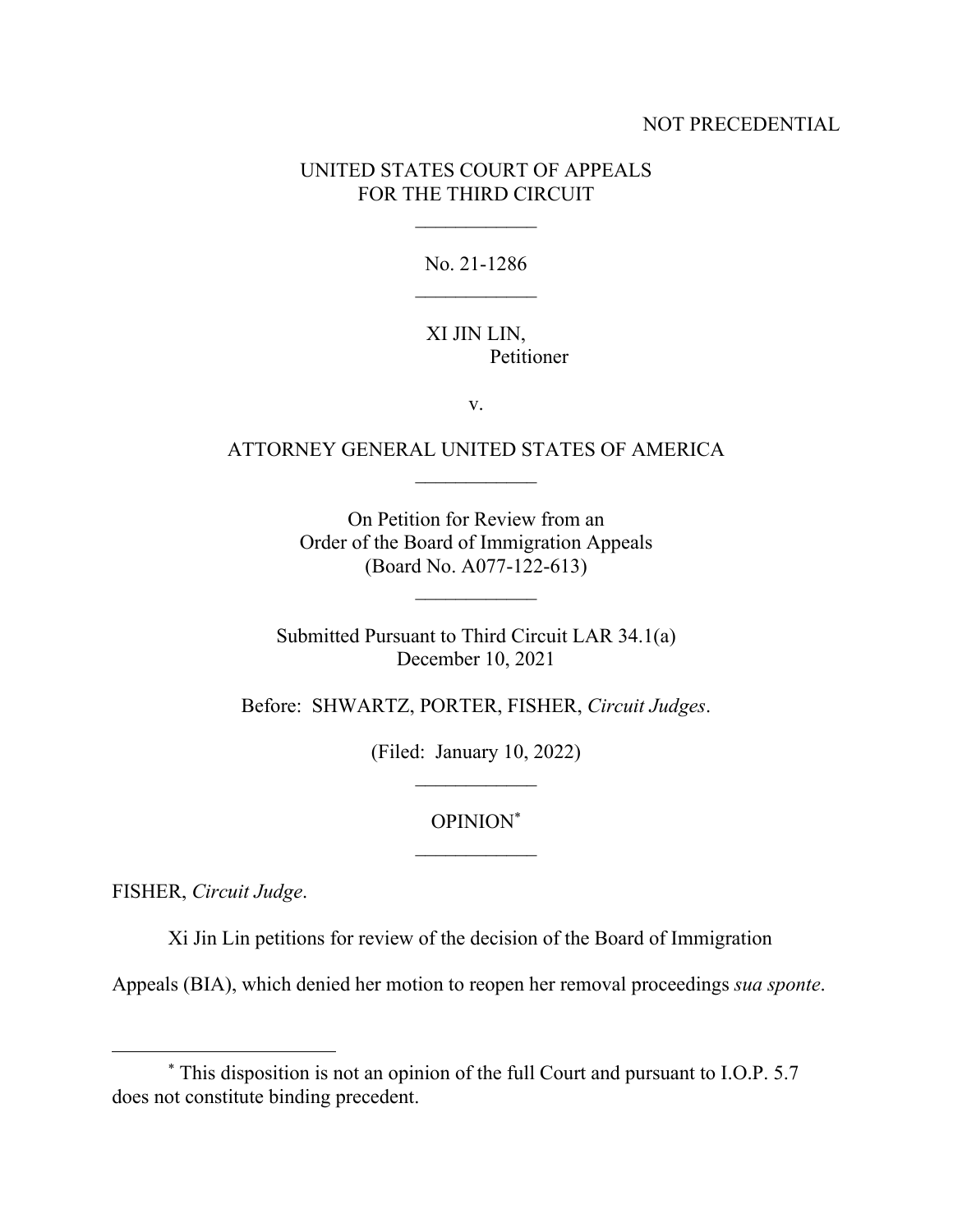NOT PRECEDENTIAL

UNITED STATES COURT OF APPEALS
FOR THE THIRD CIRCUIT

---

No. 21-1286

---

XI JIN LIN,
Petitioner

v.

ATTORNEY GENERAL UNITED STATES OF AMERICA

---

On Petition for Review from an
Order of the Board of Immigration Appeals
(Board No. A077-122-613)

---

Submitted Pursuant to Third Circuit LAR 34.1(a)
December 10, 2021

Before: SHWARTZ, PORTER, FISHER, *Circuit Judges*.

(Filed: January 10, 2022)

---

OPINION*

---

FISHER, *Circuit Judge*.

Xi Jin Lin petitions for review of the decision of the Board of Immigration Appeals (BIA), which denied her motion to reopen her removal proceedings *sua sponte*.

---

* This disposition is not an opinion of the full Court and pursuant to I.O.P. 5.7 does not constitute binding precedent.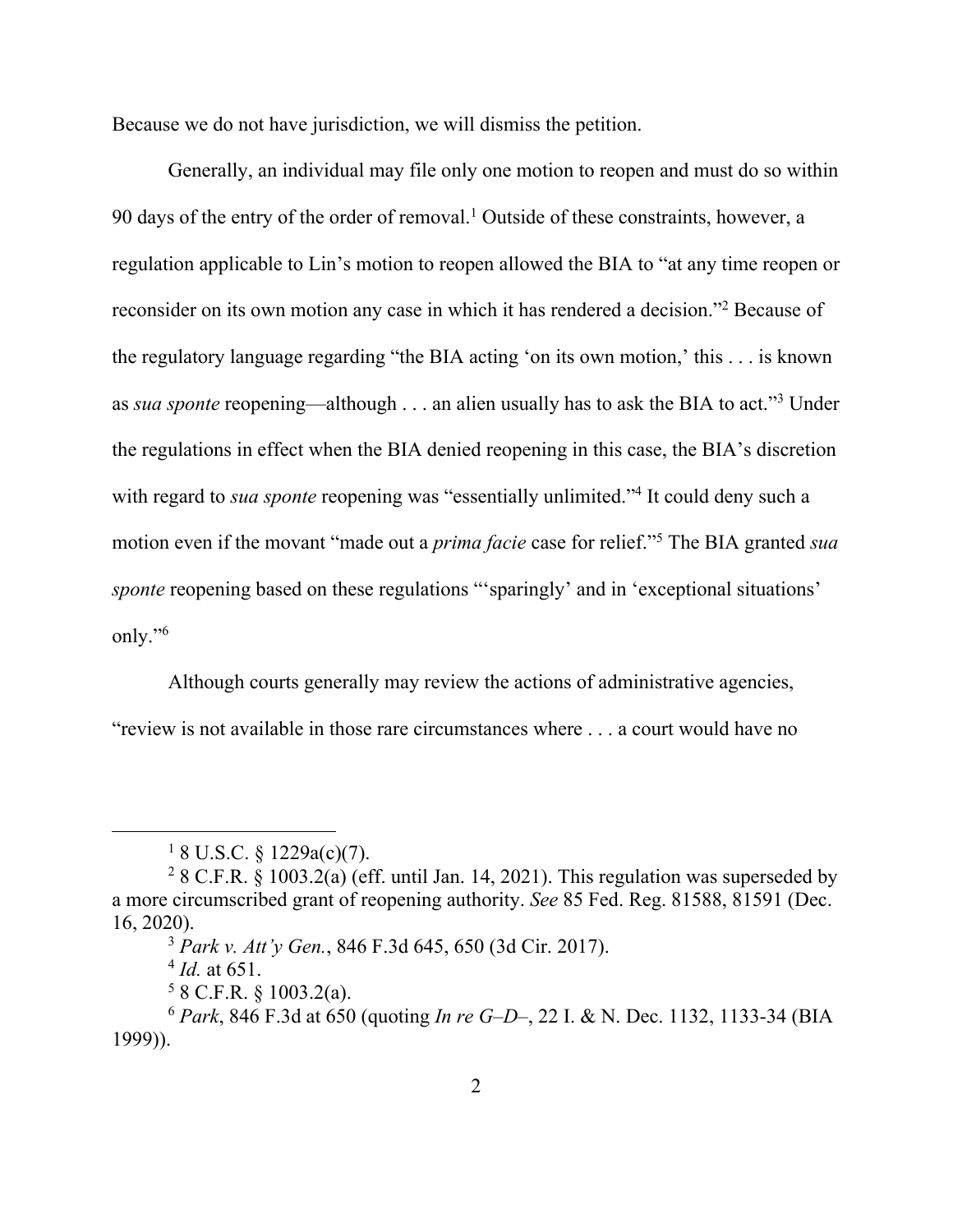Because we do not have jurisdiction, we will dismiss the petition.

Generally, an individual may file only one motion to reopen and must do so within 90 days of the entry of the order of removal.[1] Outside of these constraints, however, a regulation applicable to Lin's motion to reopen allowed the BIA to "at any time reopen or reconsider on its own motion any case in which it has rendered a decision."[2] Because of the regulatory language regarding "the BIA acting 'on its own motion,' this . . . is known as *sua sponte* reopening—although . . . an alien usually has to ask the BIA to act."[3] Under the regulations in effect when the BIA denied reopening in this case, the BIA's discretion with regard to *sua sponte* reopening was "essentially unlimited."[4] It could deny such a motion even if the movant "made out a *prima facie* case for relief."[5] The BIA granted *sua sponte* reopening based on these regulations "'sparingly' and in 'exceptional situations' only."[6]

Although courts generally may review the actions of administrative agencies, "review is not available in those rare circumstances where . . . a court would have no

---

[1] 8 U.S.C. § 1229a(c)(7).

[2] 8 C.F.R. § 1003.2(a) (eff. until Jan. 14, 2021). This regulation was superseded by a more circumscribed grant of reopening authority. *See* 85 Fed. Reg. 81588, 81591 (Dec. 16, 2020).

[3] *Park v. Att'y Gen.*, 846 F.3d 645, 650 (3d Cir. 2017).

[4] *Id.* at 651.

[5] 8 C.F.R. § 1003.2(a).

[6] *Park*, 846 F.3d at 650 (quoting *In re G–D–*, 22 I. & N. Dec. 1132, 1133-34 (BIA 1999)).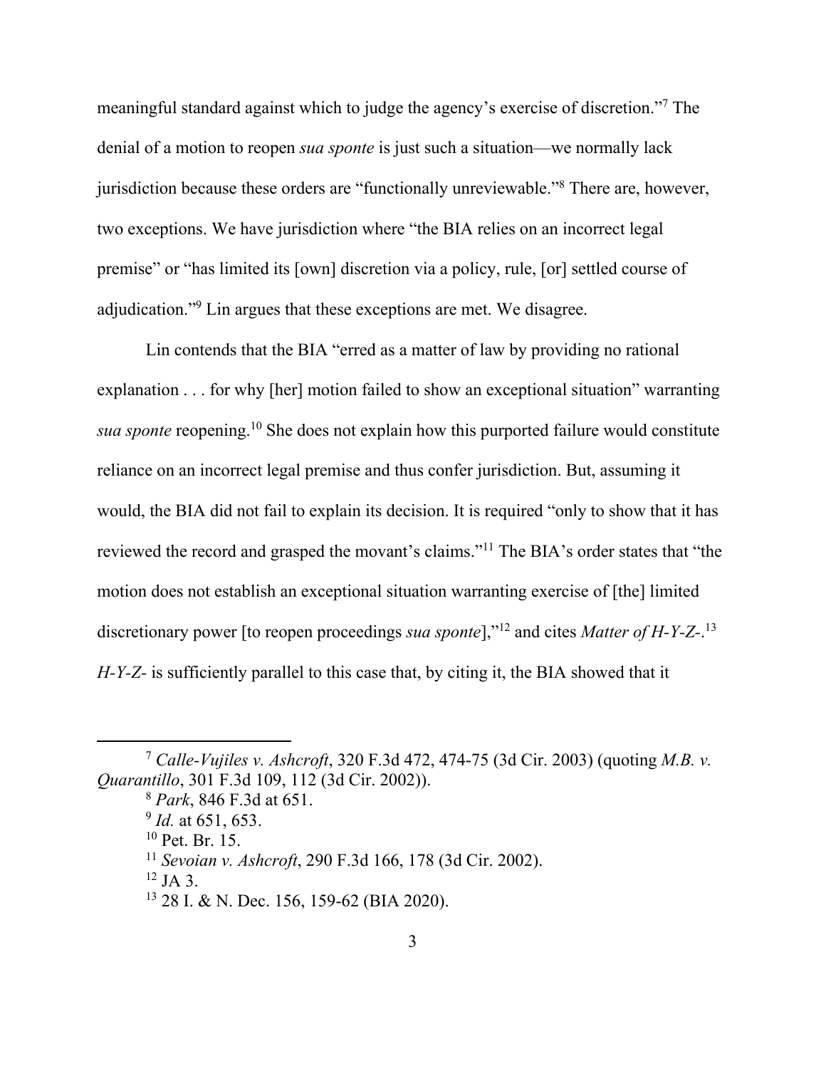meaningful standard against which to judge the agency's exercise of discretion."[7] The denial of a motion to reopen *sua sponte* is just such a situation—we normally lack jurisdiction because these orders are "functionally unreviewable."[8] There are, however, two exceptions. We have jurisdiction where "the BIA relies on an incorrect legal premise" or "has limited its [own] discretion via a policy, rule, [or] settled course of adjudication."[9] Lin argues that these exceptions are met. We disagree.

Lin contends that the BIA "erred as a matter of law by providing no rational explanation . . . for why [her] motion failed to show an exceptional situation" warranting *sua sponte* reopening.[10] She does not explain how this purported failure would constitute reliance on an incorrect legal premise and thus confer jurisdiction. But, assuming it would, the BIA did not fail to explain its decision. It is required "only to show that it has reviewed the record and grasped the movant's claims."[11] The BIA's order states that "the motion does not establish an exceptional situation warranting exercise of [the] limited discretionary power [to reopen proceedings *sua sponte*],"[12] and cites *Matter of H-Y-Z-*.[13] *H-Y-Z-* is sufficiently parallel to this case that, by citing it, the BIA showed that it

---

[7] *Calle-Vujiles v. Ashcroft*, 320 F.3d 472, 474-75 (3d Cir. 2003) (quoting *M.B. v. Quarantillo*, 301 F.3d 109, 112 (3d Cir. 2002)).

[8] *Park*, 846 F.3d at 651.

[9] *Id.* at 651, 653.

[10] Pet. Br. 15.

[11] *Sevoian v. Ashcroft*, 290 F.3d 166, 178 (3d Cir. 2002).

[12] JA 3.

[13] 28 I. & N. Dec. 156, 159-62 (BIA 2020).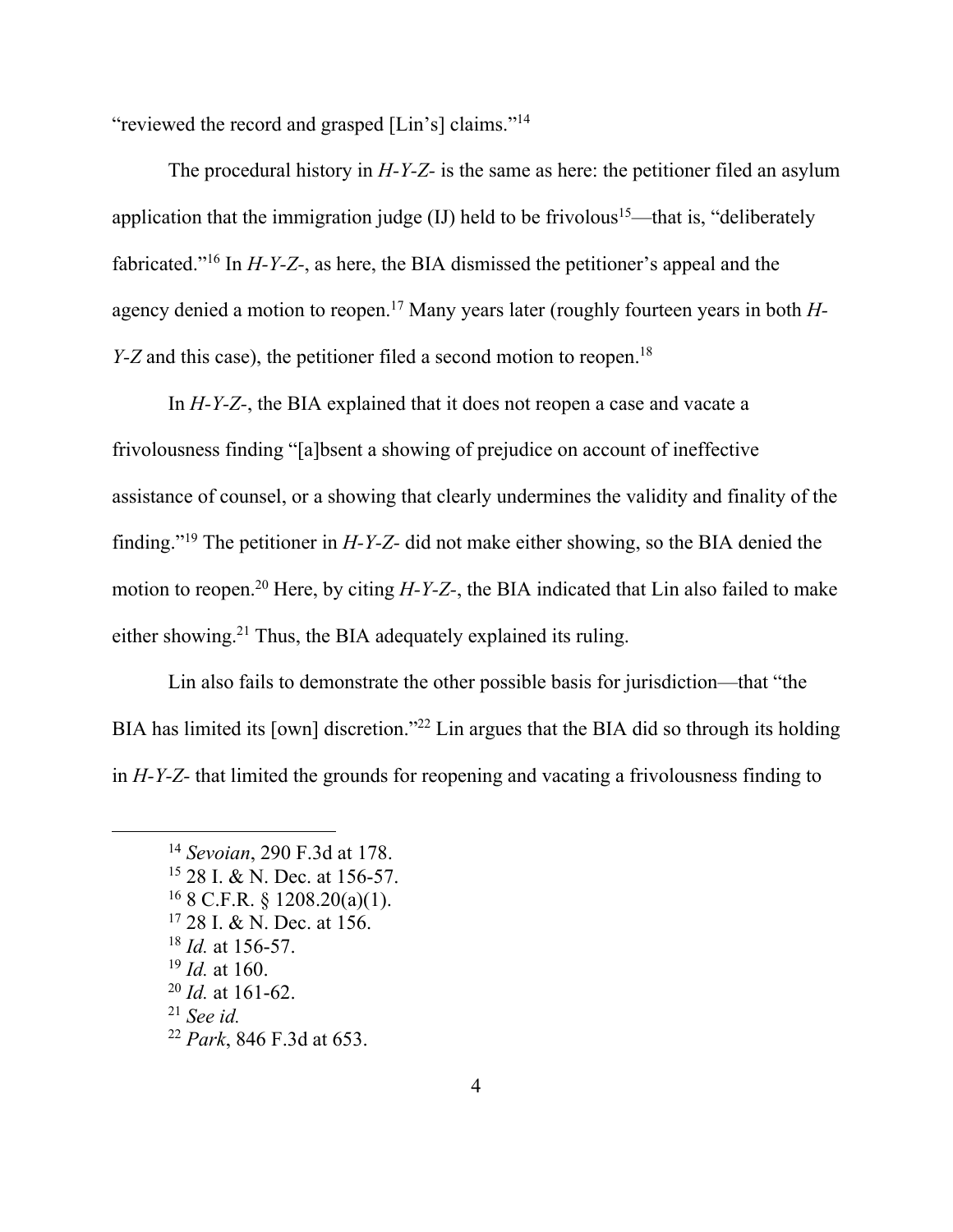"reviewed the record and grasped [Lin's] claims."[14]

The procedural history in *H-Y-Z-* is the same as here: the petitioner filed an asylum application that the immigration judge (IJ) held to be frivolous[15]—that is, "deliberately fabricated."[16] In *H-Y-Z-*, as here, the BIA dismissed the petitioner's appeal and the agency denied a motion to reopen.[17] Many years later (roughly fourteen years in both *H-Y-Z* and this case), the petitioner filed a second motion to reopen.[18]

In *H-Y-Z-*, the BIA explained that it does not reopen a case and vacate a frivolousness finding "[a]bsent a showing of prejudice on account of ineffective assistance of counsel, or a showing that clearly undermines the validity and finality of the finding."[19] The petitioner in *H-Y-Z-* did not make either showing, so the BIA denied the motion to reopen.[20] Here, by citing *H-Y-Z-*, the BIA indicated that Lin also failed to make either showing.[21] Thus, the BIA adequately explained its ruling.

Lin also fails to demonstrate the other possible basis for jurisdiction—that "the BIA has limited its [own] discretion."[22] Lin argues that the BIA did so through its holding in *H-Y-Z-* that limited the grounds for reopening and vacating a frivolousness finding to

---

[14] *Sevoian*, 290 F.3d at 178.
[15] 28 I. & N. Dec. at 156-57.
[16] 8 C.F.R. § 1208.20(a)(1).
[17] 28 I. & N. Dec. at 156.
[18] *Id.* at 156-57.
[19] *Id.* at 160.
[20] *Id.* at 161-62.
[21] *See id.*
[22] *Park*, 846 F.3d at 653.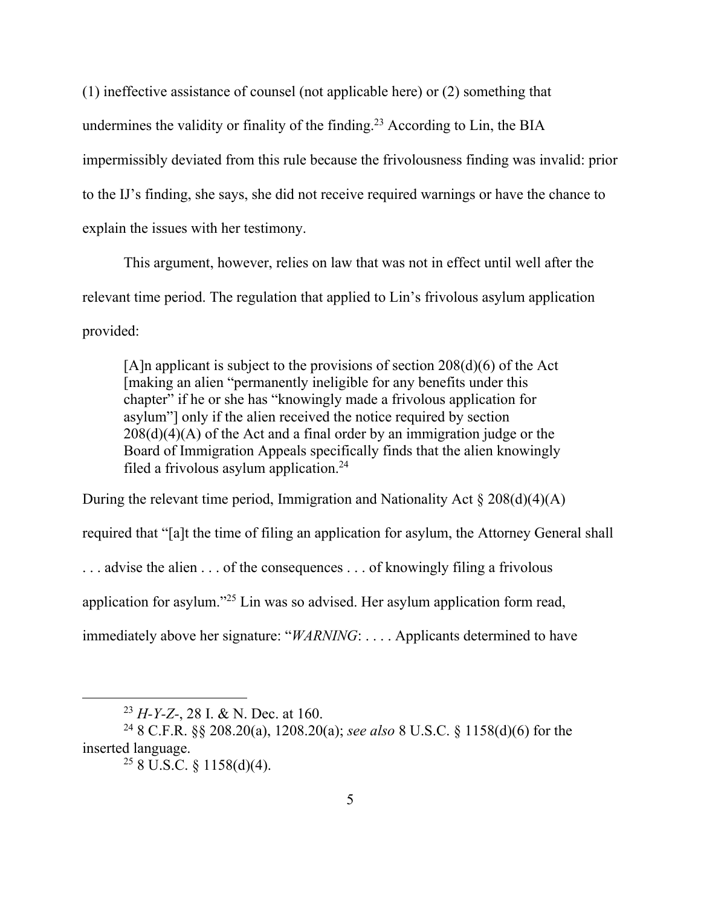(1) ineffective assistance of counsel (not applicable here) or (2) something that undermines the validity or finality of the finding.[23] According to Lin, the BIA impermissibly deviated from this rule because the frivolousness finding was invalid: prior to the IJ's finding, she says, she did not receive required warnings or have the chance to explain the issues with her testimony.

This argument, however, relies on law that was not in effect until well after the relevant time period. The regulation that applied to Lin's frivolous asylum application provided:

> [A]n applicant is subject to the provisions of section 208(d)(6) of the Act [making an alien "permanently ineligible for any benefits under this chapter" if he or she has "knowingly made a frivolous application for asylum"] only if the alien received the notice required by section 208(d)(4)(A) of the Act and a final order by an immigration judge or the Board of Immigration Appeals specifically finds that the alien knowingly filed a frivolous asylum application.[24]

During the relevant time period, Immigration and Nationality Act § 208(d)(4)(A) required that "[a]t the time of filing an application for asylum, the Attorney General shall . . . advise the alien . . . of the consequences . . . of knowingly filing a frivolous application for asylum."[25] Lin was so advised. Her asylum application form read, immediately above her signature: "*WARNING*: . . . . Applicants determined to have

---

[23] *H-Y-Z-*, 28 I. & N. Dec. at 160.

[24] 8 C.F.R. §§ 208.20(a), 1208.20(a); *see also* 8 U.S.C. § 1158(d)(6) for the inserted language.

[25] 8 U.S.C. § 1158(d)(4).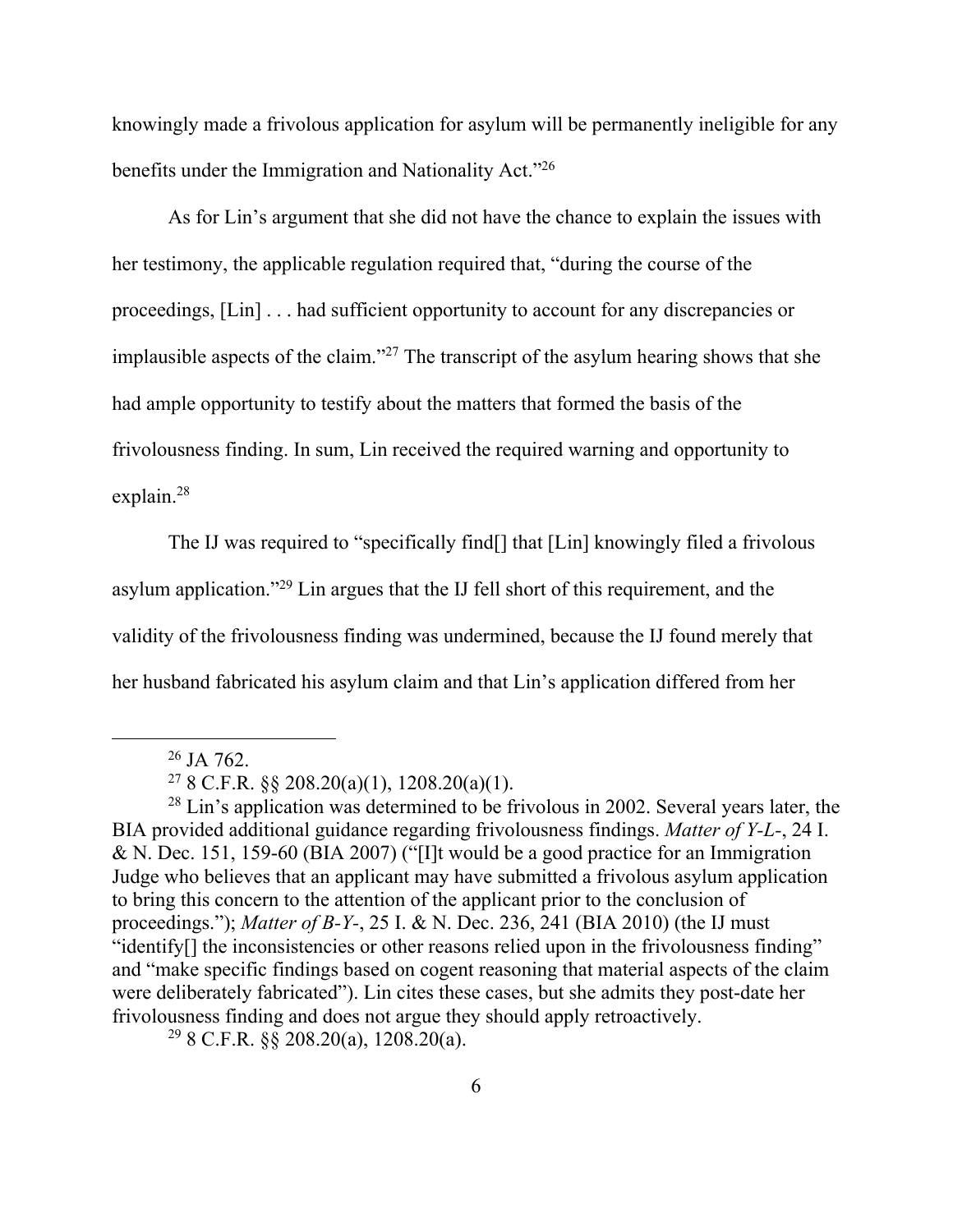knowingly made a frivolous application for asylum will be permanently ineligible for any benefits under the Immigration and Nationality Act."[26]

As for Lin's argument that she did not have the chance to explain the issues with her testimony, the applicable regulation required that, "during the course of the proceedings, [Lin] . . . had sufficient opportunity to account for any discrepancies or implausible aspects of the claim."[27] The transcript of the asylum hearing shows that she had ample opportunity to testify about the matters that formed the basis of the frivolousness finding. In sum, Lin received the required warning and opportunity to explain.[28]

The IJ was required to "specifically find[] that [Lin] knowingly filed a frivolous asylum application."[29] Lin argues that the IJ fell short of this requirement, and the validity of the frivolousness finding was undermined, because the IJ found merely that her husband fabricated his asylum claim and that Lin's application differed from her

---

[26] JA 762.

[27] 8 C.F.R. §§ 208.20(a)(1), 1208.20(a)(1).

[28] Lin's application was determined to be frivolous in 2002. Several years later, the BIA provided additional guidance regarding frivolousness findings. *Matter of Y-L-*, 24 I. & N. Dec. 151, 159-60 (BIA 2007) ("[I]t would be a good practice for an Immigration Judge who believes that an applicant may have submitted a frivolous asylum application to bring this concern to the attention of the applicant prior to the conclusion of proceedings."); *Matter of B-Y-*, 25 I. & N. Dec. 236, 241 (BIA 2010) (the IJ must "identify[] the inconsistencies or other reasons relied upon in the frivolousness finding" and "make specific findings based on cogent reasoning that material aspects of the claim were deliberately fabricated"). Lin cites these cases, but she admits they post-date her frivolousness finding and does not argue they should apply retroactively.

[29] 8 C.F.R. §§ 208.20(a), 1208.20(a).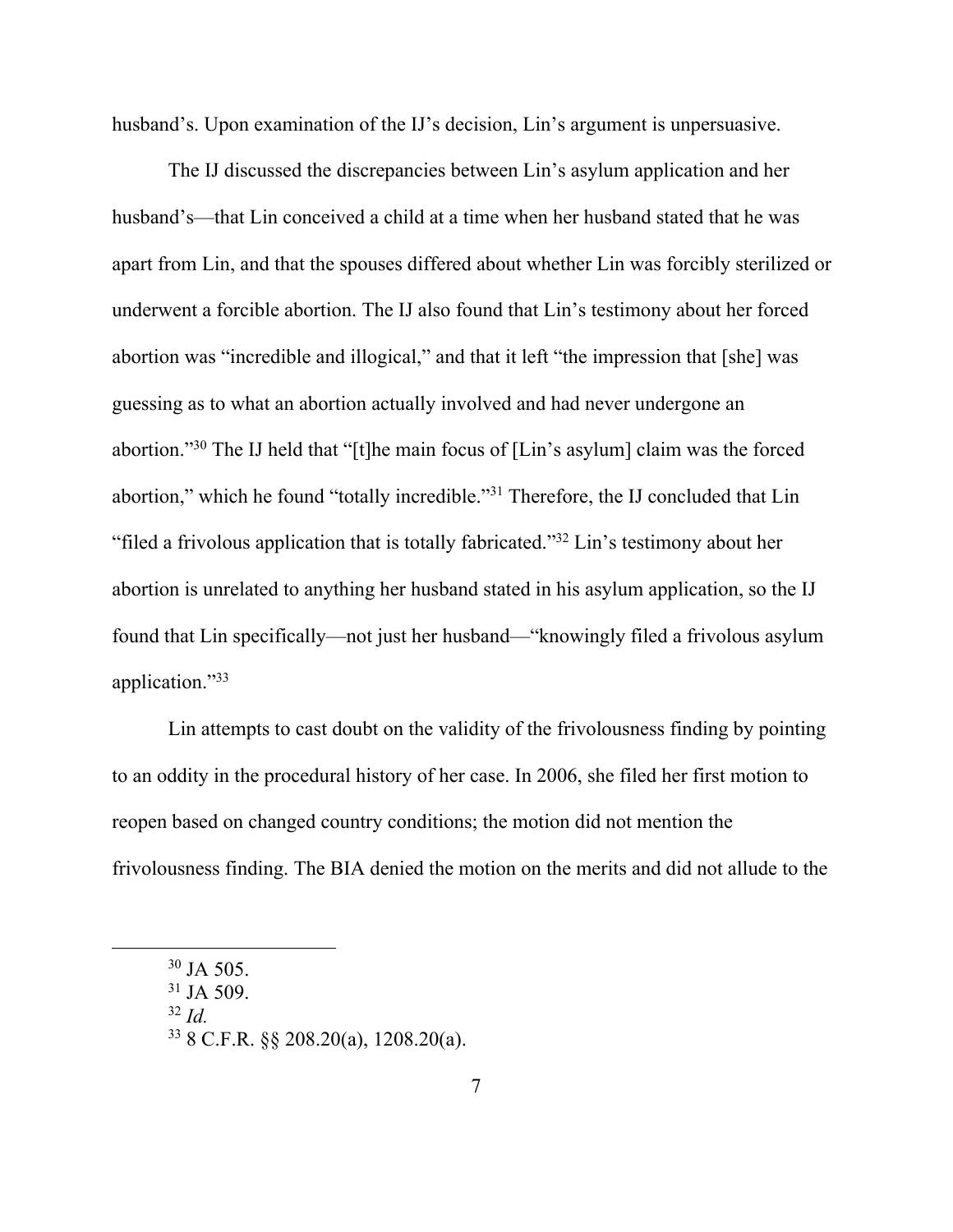husband's. Upon examination of the IJ's decision, Lin's argument is unpersuasive.

The IJ discussed the discrepancies between Lin's asylum application and her husband's—that Lin conceived a child at a time when her husband stated that he was apart from Lin, and that the spouses differed about whether Lin was forcibly sterilized or underwent a forcible abortion. The IJ also found that Lin's testimony about her forced abortion was "incredible and illogical," and that it left "the impression that [she] was guessing as to what an abortion actually involved and had never undergone an abortion."[30] The IJ held that "[t]he main focus of [Lin's asylum] claim was the forced abortion," which he found "totally incredible."[31] Therefore, the IJ concluded that Lin "filed a frivolous application that is totally fabricated."[32] Lin's testimony about her abortion is unrelated to anything her husband stated in his asylum application, so the IJ found that Lin specifically—not just her husband—"knowingly filed a frivolous asylum application."[33]

Lin attempts to cast doubt on the validity of the frivolousness finding by pointing to an oddity in the procedural history of her case. In 2006, she filed her first motion to reopen based on changed country conditions; the motion did not mention the frivolousness finding. The BIA denied the motion on the merits and did not allude to the

---

[30] JA 505.

[31] JA 509.

[32] *Id.*

[33] 8 C.F.R. §§ 208.20(a), 1208.20(a).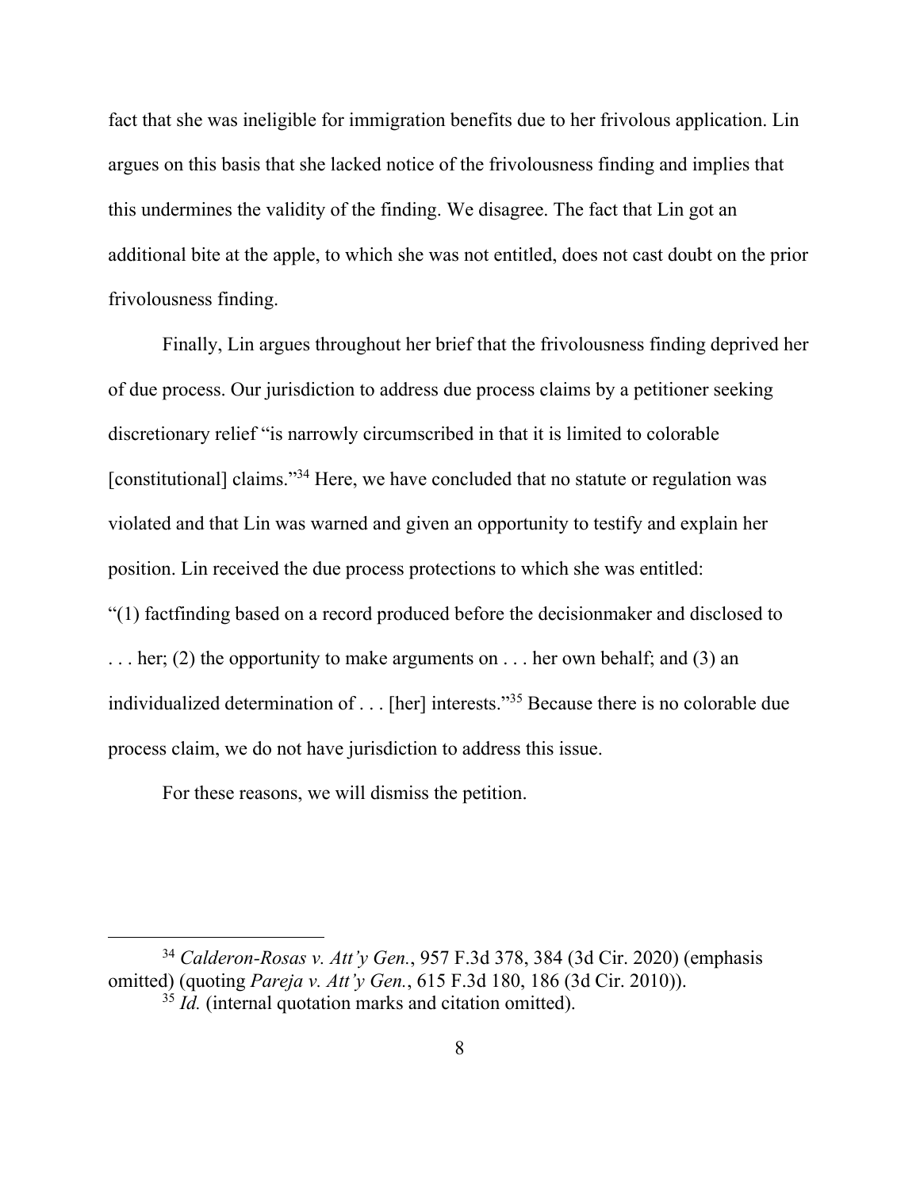fact that she was ineligible for immigration benefits due to her frivolous application. Lin argues on this basis that she lacked notice of the frivolousness finding and implies that this undermines the validity of the finding. We disagree. The fact that Lin got an additional bite at the apple, to which she was not entitled, does not cast doubt on the prior frivolousness finding.

Finally, Lin argues throughout her brief that the frivolousness finding deprived her of due process. Our jurisdiction to address due process claims by a petitioner seeking discretionary relief "is narrowly circumscribed in that it is limited to colorable [constitutional] claims."[34] Here, we have concluded that no statute or regulation was violated and that Lin was warned and given an opportunity to testify and explain her position. Lin received the due process protections to which she was entitled: "(1) factfinding based on a record produced before the decisionmaker and disclosed to . . . her; (2) the opportunity to make arguments on . . . her own behalf; and (3) an individualized determination of . . . [her] interests."[35] Because there is no colorable due process claim, we do not have jurisdiction to address this issue.

For these reasons, we will dismiss the petition.

---

[34] *Calderon-Rosas v. Att'y Gen.*, 957 F.3d 378, 384 (3d Cir. 2020) (emphasis omitted) (quoting *Pareja v. Att'y Gen.*, 615 F.3d 180, 186 (3d Cir. 2010)).

[35] *Id.* (internal quotation marks and citation omitted).